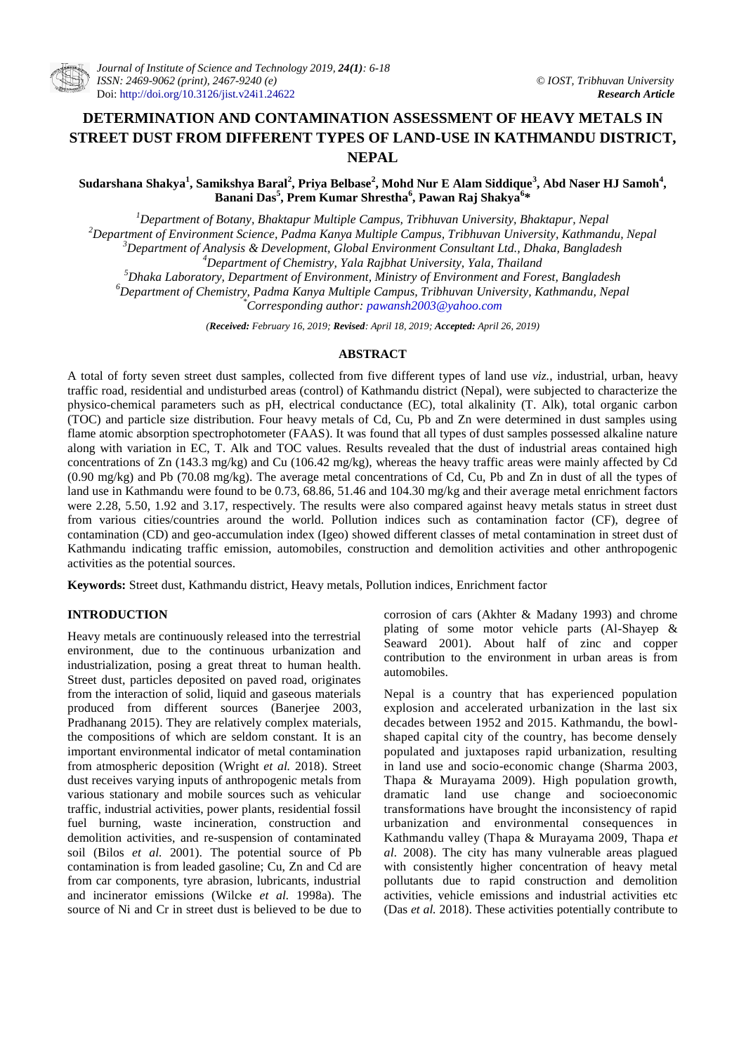# DETERMINATION AND CONTAMINATION ASSESSMENT OF HEAVY METALS IN STREET DUST FROM DIFFERENT TYPES OF LAND-USE IN KATHMANDU DISTRICT, NEPAL

**Sudarshana Shakya[1], Samikshya Baral[2], Priya Belbase[2], Mohd Nur E Alam Siddique[3], Abd Naser HJ Samoh[4], Banani Das[5], Prem Kumar Shrestha[6], Pawan Raj Shakya[6]***

[1]*Department of Botany, Bhaktapur Multiple Campus, Tribhuvan University, Bhaktapur, Nepal*
[2]*Department of Environment Science, Padma Kanya Multiple Campus, Tribhuvan University, Kathmandu, Nepal*
[3]*Department of Analysis & Development, Global Environment Consultant Ltd., Dhaka, Bangladesh*
[4]*Department of Chemistry, Yala Rajbhat University, Yala, Thailand*
[5]*Dhaka Laboratory, Department of Environment, Ministry of Environment and Forest, Bangladesh*
[6]*Department of Chemistry, Padma Kanya Multiple Campus, Tribhuvan University, Kathmandu, Nepal*
*\*Corresponding author: pawansh2003@yahoo.com*

*(**Received:** February 16, 2019; **Revised**: April 18, 2019; **Accepted:** April 26, 2019)*

## ABSTRACT

A total of forty seven street dust samples, collected from five different types of land use *viz.*, industrial, urban, heavy traffic road, residential and undisturbed areas (control) of Kathmandu district (Nepal), were subjected to characterize the physico-chemical parameters such as pH, electrical conductance (EC), total alkalinity (T. Alk), total organic carbon (TOC) and particle size distribution. Four heavy metals of Cd, Cu, Pb and Zn were determined in dust samples using flame atomic absorption spectrophotometer (FAAS). It was found that all types of dust samples possessed alkaline nature along with variation in EC, T. Alk and TOC values. Results revealed that the dust of industrial areas contained high concentrations of Zn (143.3 mg/kg) and Cu (106.42 mg/kg), whereas the heavy traffic areas were mainly affected by Cd (0.90 mg/kg) and Pb (70.08 mg/kg). The average metal concentrations of Cd, Cu, Pb and Zn in dust of all the types of land use in Kathmandu were found to be 0.73, 68.86, 51.46 and 104.30 mg/kg and their average metal enrichment factors were 2.28, 5.50, 1.92 and 3.17, respectively. The results were also compared against heavy metals status in street dust from various cities/countries around the world. Pollution indices such as contamination factor (CF), degree of contamination (CD) and geo-accumulation index (Igeo) showed different classes of metal contamination in street dust of Kathmandu indicating traffic emission, automobiles, construction and demolition activities and other anthropogenic activities as the potential sources.

**Keywords:** Street dust, Kathmandu district, Heavy metals, Pollution indices, Enrichment factor

## INTRODUCTION

Heavy metals are continuously released into the terrestrial environment, due to the continuous urbanization and industrialization, posing a great threat to human health. Street dust, particles deposited on paved road, originates from the interaction of solid, liquid and gaseous materials produced from different sources (Banerjee 2003, Pradhanang 2015). They are relatively complex materials, the compositions of which are seldom constant. It is an important environmental indicator of metal contamination from atmospheric deposition (Wright *et al.* 2018). Street dust receives varying inputs of anthropogenic metals from various stationary and mobile sources such as vehicular traffic, industrial activities, power plants, residential fossil fuel burning, waste incineration, construction and demolition activities, and re-suspension of contaminated soil (Bilos *et al.* 2001). The potential source of Pb contamination is from leaded gasoline; Cu, Zn and Cd are from car components, tyre abrasion, lubricants, industrial and incinerator emissions (Wilcke *et al.* 1998a). The source of Ni and Cr in street dust is believed to be due to corrosion of cars (Akhter & Madany 1993) and chrome plating of some motor vehicle parts (Al-Shayep & Seaward 2001). About half of zinc and copper contribution to the environment in urban areas is from automobiles.

Nepal is a country that has experienced population explosion and accelerated urbanization in the last six decades between 1952 and 2015. Kathmandu, the bowl-shaped capital city of the country, has become densely populated and juxtaposes rapid urbanization, resulting in land use and socio-economic change (Sharma 2003, Thapa & Murayama 2009). High population growth, dramatic land use change and socioeconomic transformations have brought the inconsistency of rapid urbanization and environmental consequences in Kathmandu valley (Thapa & Murayama 2009, Thapa *et al.* 2008). The city has many vulnerable areas plagued with consistently higher concentration of heavy metal pollutants due to rapid construction and demolition activities, vehicle emissions and industrial activities etc (Das *et al.* 2018). These activities potentially contribute to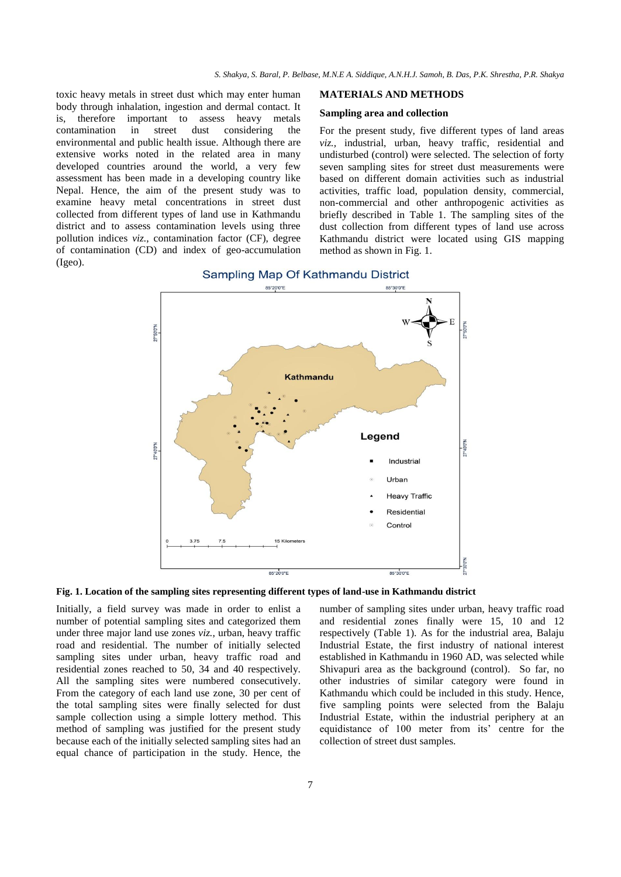toxic heavy metals in street dust which may enter human body through inhalation, ingestion and dermal contact. It is, therefore important to assess heavy metals contamination in street dust considering the environmental and public health issue. Although there are extensive works noted in the related area in many developed countries around the world, a very few assessment has been made in a developing country like Nepal. Hence, the aim of the present study was to examine heavy metal concentrations in street dust collected from different types of land use in Kathmandu district and to assess contamination levels using three pollution indices *viz.*, contamination factor (CF), degree of contamination (CD) and index of geo-accumulation (Igeo).

## MATERIALS AND METHODS

### Sampling area and collection

For the present study, five different types of land areas *viz.*, industrial, urban, heavy traffic, residential and undisturbed (control) were selected. The selection of forty seven sampling sites for street dust measurements were based on different domain activities such as industrial activities, traffic load, population density, commercial, non-commercial and other anthropogenic activities as briefly described in Table 1. The sampling sites of the dust collection from different types of land use across Kathmandu district were located using GIS mapping method as shown in Fig. 1.

**Fig. 1. Location of the sampling sites representing different types of land-use in Kathmandu district**

Initially, a field survey was made in order to enlist a number of potential sampling sites and categorized them under three major land use zones *viz.*, urban, heavy traffic road and residential. The number of initially selected sampling sites under urban, heavy traffic road and residential zones reached to 50, 34 and 40 respectively. All the sampling sites were numbered consecutively. From the category of each land use zone, 30 per cent of the total sampling sites were finally selected for dust sample collection using a simple lottery method. This method of sampling was justified for the present study because each of the initially selected sampling sites had an equal chance of participation in the study. Hence, the number of sampling sites under urban, heavy traffic road and residential zones finally were 15, 10 and 12 respectively (Table 1). As for the industrial area, Balaju Industrial Estate, the first industry of national interest established in Kathmandu in 1960 AD, was selected while Shivapuri area as the background (control). So far, no other industries of similar category were found in Kathmandu which could be included in this study. Hence, five sampling points were selected from the Balaju Industrial Estate, within the industrial periphery at an equidistance of 100 meter from its' centre for the collection of street dust samples.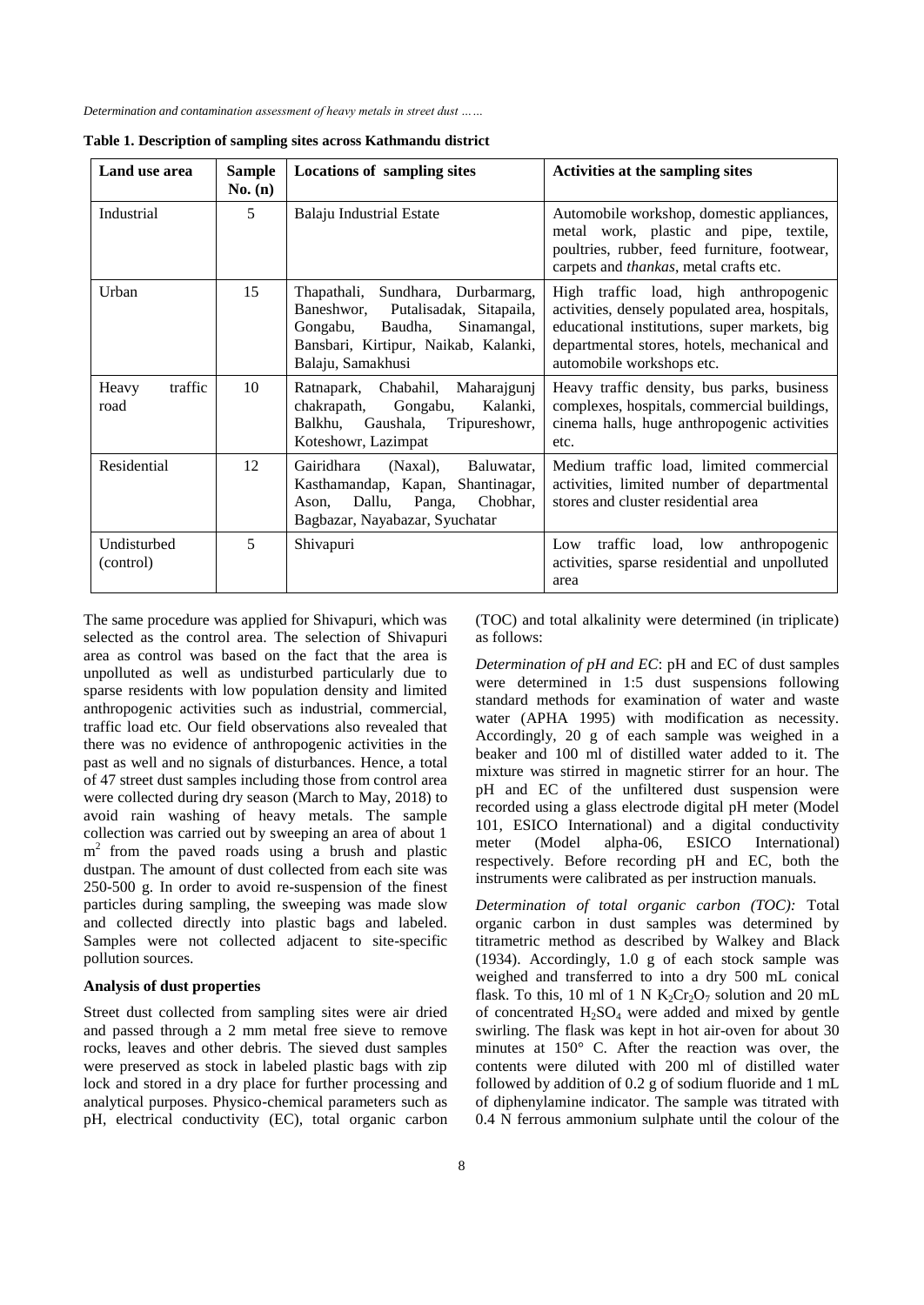**Table 1. Description of sampling sites across Kathmandu district**

| Land use area | Sample No. (n) | Locations of sampling sites | Activities at the sampling sites |
|---|---|---|---|
| Industrial | 5 | Balaju Industrial Estate | Automobile workshop, domestic appliances, metal work, plastic and pipe, textile, poultries, rubber, feed furniture, footwear, carpets and *thankas*, metal crafts etc. |
| Urban | 15 | Thapathali, Sundhara, Durbarmarg, Baneshwor, Putalisadak, Sitapaila, Gongabu, Baudha, Sinamangal, Bansbari, Kirtipur, Naikab, Kalanki, Balaju, Samakhusi | High traffic load, high anthropogenic activities, densely populated area, hospitals, educational institutions, super markets, big departmental stores, hotels, mechanical and automobile workshops etc. |
| Heavy traffic road | 10 | Ratnapark, Chabahil, Maharajgunj chakrapath, Gongabu, Kalanki, Balkhu, Gaushala, Tripureshowr, Koteshowr, Lazimpat | Heavy traffic density, bus parks, business complexes, hospitals, commercial buildings, cinema halls, huge anthropogenic activities etc. |
| Residential | 12 | Gairidhara (Naxal), Baluwatar, Kasthamandap, Kapan, Shantinagar, Ason, Dallu, Panga, Chobhar, Bagbazar, Nayabazar, Syuchatar | Medium traffic load, limited commercial activities, limited number of departmental stores and cluster residential area |
| Undisturbed (control) | 5 | Shivapuri | Low traffic load, low anthropogenic activities, sparse residential and unpolluted area |

The same procedure was applied for Shivapuri, which was selected as the control area. The selection of Shivapuri area as control was based on the fact that the area is unpolluted as well as undisturbed particularly due to sparse residents with low population density and limited anthropogenic activities such as industrial, commercial, traffic load etc. Our field observations also revealed that there was no evidence of anthropogenic activities in the past as well and no signals of disturbances. Hence, a total of 47 street dust samples including those from control area were collected during dry season (March to May, 2018) to avoid rain washing of heavy metals. The sample collection was carried out by sweeping an area of about 1 $m^2$ from the paved roads using a brush and plastic dustpan. The amount of dust collected from each site was 250-500 g. In order to avoid re-suspension of the finest particles during sampling, the sweeping was made slow and collected directly into plastic bags and labeled. Samples were not collected adjacent to site-specific pollution sources.

### Analysis of dust properties

Street dust collected from sampling sites were air dried and passed through a 2 mm metal free sieve to remove rocks, leaves and other debris. The sieved dust samples were preserved as stock in labeled plastic bags with zip lock and stored in a dry place for further processing and analytical purposes. Physico-chemical parameters such as pH, electrical conductivity (EC), total organic carbon (TOC) and total alkalinity were determined (in triplicate) as follows:

*Determination of pH and EC*: pH and EC of dust samples were determined in 1:5 dust suspensions following standard methods for examination of water and waste water (APHA 1995) with modification as necessity. Accordingly, 20 g of each sample was weighed in a beaker and 100 ml of distilled water added to it. The mixture was stirred in magnetic stirrer for an hour. The pH and EC of the unfiltered dust suspension were recorded using a glass electrode digital pH meter (Model 101, ESICO International) and a digital conductivity meter (Model alpha-06, ESICO International) respectively. Before recording pH and EC, both the instruments were calibrated as per instruction manuals.

*Determination of total organic carbon (TOC):* Total organic carbon in dust samples was determined by titrametric method as described by Walkey and Black (1934). Accordingly, 1.0 g of each stock sample was weighed and transferred to into a dry 500 mL conical flask. To this, 10 ml of 1 N $K_2Cr_2O_7$ solution and 20 mL of concentrated $H_2SO_4$ were added and mixed by gentle swirling. The flask was kept in hot air-oven for about 30 minutes at 150° C. After the reaction was over, the contents were diluted with 200 ml of distilled water followed by addition of 0.2 g of sodium fluoride and 1 mL of diphenylamine indicator. The sample was titrated with 0.4 N ferrous ammonium sulphate until the colour of the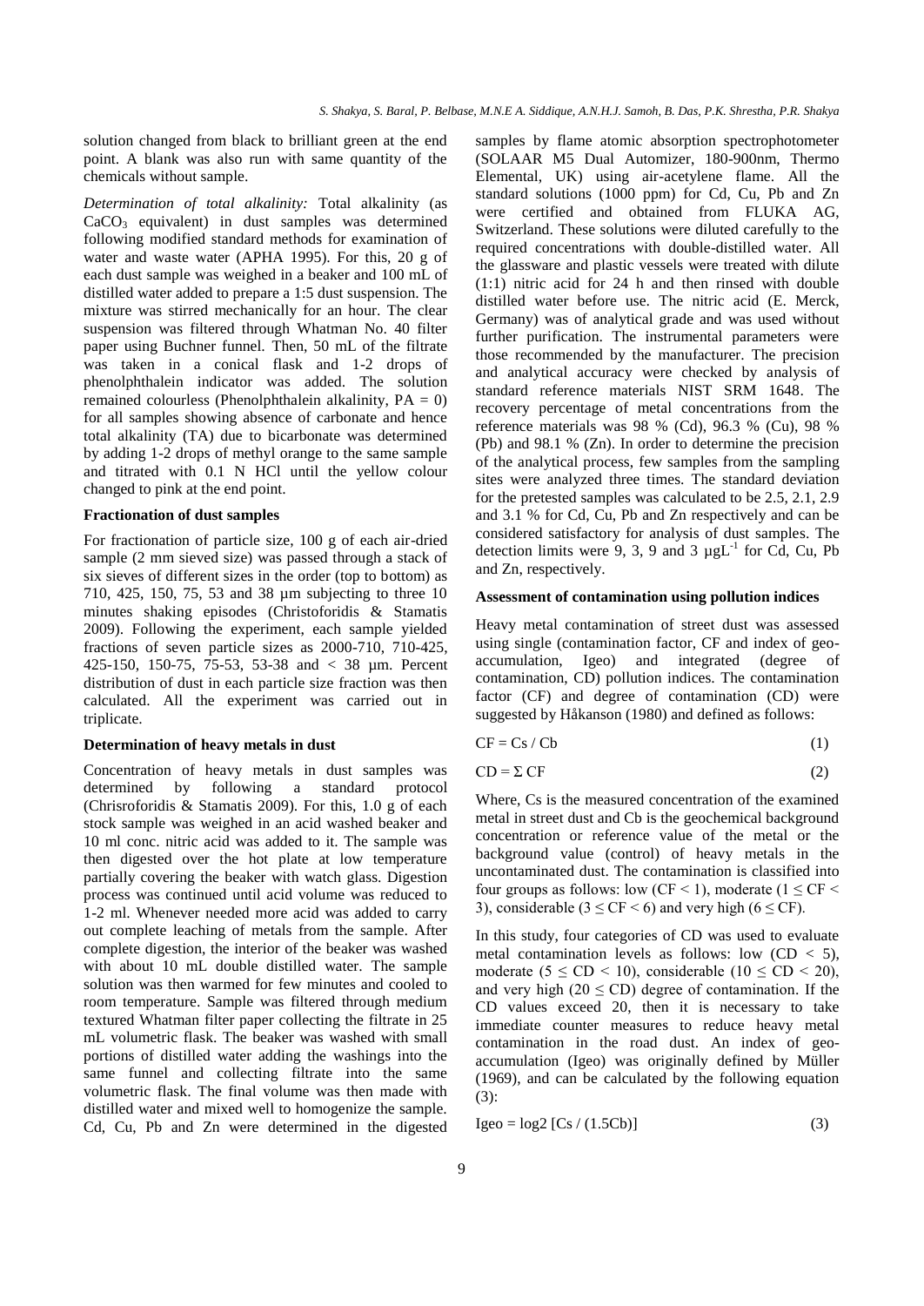solution changed from black to brilliant green at the end point. A blank was also run with same quantity of the chemicals without sample.

*Determination of total alkalinity:* Total alkalinity (as $CaCO_3$ equivalent) in dust samples was determined following modified standard methods for examination of water and waste water (APHA 1995). For this, 20 g of each dust sample was weighed in a beaker and 100 mL of distilled water added to prepare a 1:5 dust suspension. The mixture was stirred mechanically for an hour. The clear suspension was filtered through Whatman No. 40 filter paper using Buchner funnel. Then, 50 mL of the filtrate was taken in a conical flask and 1-2 drops of phenolphthalein indicator was added. The solution remained colourless (Phenolphthalein alkalinity, PA = 0) for all samples showing absence of carbonate and hence total alkalinity (TA) due to bicarbonate was determined by adding 1-2 drops of methyl orange to the same sample and titrated with 0.1 N HCl until the yellow colour changed to pink at the end point.

### Fractionation of dust samples

For fractionation of particle size, 100 g of each air-dried sample (2 mm sieved size) was passed through a stack of six sieves of different sizes in the order (top to bottom) as 710, 425, 150, 75, 53 and 38 µm subjecting to three 10 minutes shaking episodes (Christoforidis & Stamatis 2009). Following the experiment, each sample yielded fractions of seven particle sizes as 2000-710, 710-425, 425-150, 150-75, 75-53, 53-38 and < 38 µm. Percent distribution of dust in each particle size fraction was then calculated. All the experiment was carried out in triplicate.

### Determination of heavy metals in dust

Concentration of heavy metals in dust samples was determined by following a standard protocol (Chrisroforidis & Stamatis 2009). For this, 1.0 g of each stock sample was weighed in an acid washed beaker and 10 ml conc. nitric acid was added to it. The sample was then digested over the hot plate at low temperature partially covering the beaker with watch glass. Digestion process was continued until acid volume was reduced to 1-2 ml. Whenever needed more acid was added to carry out complete leaching of metals from the sample. After complete digestion, the interior of the beaker was washed with about 10 mL double distilled water. The sample solution was then warmed for few minutes and cooled to room temperature. Sample was filtered through medium textured Whatman filter paper collecting the filtrate in 25 mL volumetric flask. The beaker was washed with small portions of distilled water adding the washings into the same funnel and collecting filtrate into the same volumetric flask. The final volume was then made with distilled water and mixed well to homogenize the sample. Cd, Cu, Pb and Zn were determined in the digested samples by flame atomic absorption spectrophotometer (SOLAAR M5 Dual Automizer, 180-900nm, Thermo Elemental, UK) using air-acetylene flame. All the standard solutions (1000 ppm) for Cd, Cu, Pb and Zn were certified and obtained from FLUKA AG, Switzerland. These solutions were diluted carefully to the required concentrations with double-distilled water. All the glassware and plastic vessels were treated with dilute (1:1) nitric acid for 24 h and then rinsed with double distilled water before use. The nitric acid (E. Merck, Germany) was of analytical grade and was used without further purification. The instrumental parameters were those recommended by the manufacturer. The precision and analytical accuracy were checked by analysis of standard reference materials NIST SRM 1648. The recovery percentage of metal concentrations from the reference materials was 98 % (Cd), 96.3 % (Cu), 98 % (Pb) and 98.1 % (Zn). In order to determine the precision of the analytical process, few samples from the sampling sites were analyzed three times. The standard deviation for the pretested samples was calculated to be 2.5, 2.1, 2.9 and 3.1 % for Cd, Cu, Pb and Zn respectively and can be considered satisfactory for analysis of dust samples. The detection limits were 9, 3, 9 and 3 $\mu gL^{-1}$ for Cd, Cu, Pb and Zn, respectively.

### Assessment of contamination using pollution indices

Heavy metal contamination of street dust was assessed using single (contamination factor, CF and index of geo-accumulation, Igeo) and integrated (degree of contamination, CD) pollution indices. The contamination factor (CF) and degree of contamination (CD) were suggested by Håkanson (1980) and defined as follows:

$$CF = Cs / Cb \tag{1}$$

$$CD = \Sigma\, CF \tag{2}$$

Where, Cs is the measured concentration of the examined metal in street dust and Cb is the geochemical background concentration or reference value of the metal or the background value (control) of heavy metals in the uncontaminated dust. The contamination is classified into four groups as follows: low ($CF < 1$), moderate ($1 \leq CF < 3$), considerable ($3 \leq CF < 6$) and very high ($6 \leq CF$).

In this study, four categories of CD was used to evaluate metal contamination levels as follows: low ($CD < 5$), moderate ($5 \leq CD < 10$), considerable ($10 \leq CD < 20$), and very high ($20 \leq CD$) degree of contamination. If the CD values exceed 20, then it is necessary to take immediate counter measures to reduce heavy metal contamination in the road dust. An index of geo-accumulation (Igeo) was originally defined by Müller (1969), and can be calculated by the following equation (3):

$$Igeo = \log_2 [Cs / (1.5Cb)] \tag{3}$$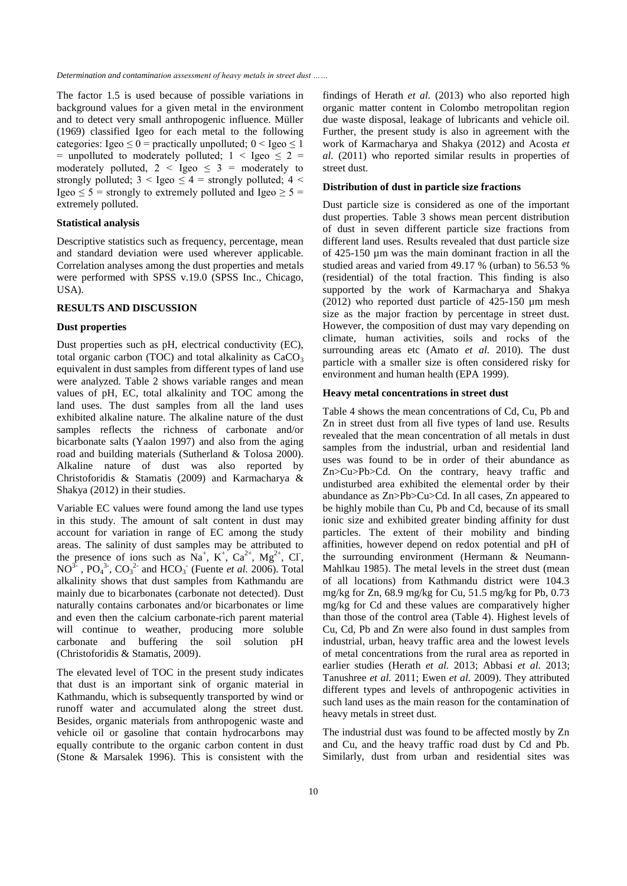The factor 1.5 is used because of possible variations in background values for a given metal in the environment and to detect very small anthropogenic influence. Müller (1969) classified Igeo for each metal to the following categories: Igeo ≤ 0 = practically unpolluted; 0 < Igeo ≤ 1 = unpolluted to moderately polluted; 1 < Igeo ≤ 2 = moderately polluted, 2 < Igeo ≤ 3 = moderately to strongly polluted; 3 < Igeo ≤ 4 = strongly polluted; 4 < Igeo ≤ 5 = strongly to extremely polluted and Igeo ≥ 5 = extremely polluted.

### Statistical analysis

Descriptive statistics such as frequency, percentage, mean and standard deviation were used wherever applicable. Correlation analyses among the dust properties and metals were performed with SPSS v.19.0 (SPSS Inc., Chicago, USA).

## RESULTS AND DISCUSSION

### Dust properties

Dust properties such as pH, electrical conductivity (EC), total organic carbon (TOC) and total alkalinity as $CaCO_3$ equivalent in dust samples from different types of land use were analyzed. Table 2 shows variable ranges and mean values of pH, EC, total alkalinity and TOC among the land uses. The dust samples from all the land uses exhibited alkaline nature. The alkaline nature of the dust samples reflects the richness of carbonate and/or bicarbonate salts (Yaalon 1997) and also from the aging road and building materials (Sutherland & Tolosa 2000). Alkaline nature of dust was also reported by Christoforidis & Stamatis (2009) and Karmacharya & Shakya (2012) in their studies.

Variable EC values were found among the land use types in this study. The amount of salt content in dust may account for variation in range of EC among the study areas. The salinity of dust samples may be attributed to the presence of ions such as $Na^+$, $K^+$, $Ca^{2+}$, $Mg^{2+}$, $Cl^-$, $NO^{3-}$, $PO_4^{3-}$, $CO_3^{2-}$ and $HCO_3^-$ (Fuente *et al.* 2006). Total alkalinity shows that dust samples from Kathmandu are mainly due to bicarbonates (carbonate not detected). Dust naturally contains carbonates and/or bicarbonates or lime and even then the calcium carbonate-rich parent material will continue to weather, producing more soluble carbonate and buffering the soil solution pH (Christoforidis & Stamatis, 2009).

The elevated level of TOC in the present study indicates that dust is an important sink of organic material in Kathmandu, which is subsequently transported by wind or runoff water and accumulated along the street dust. Besides, organic materials from anthropogenic waste and vehicle oil or gasoline that contain hydrocarbons may equally contribute to the organic carbon content in dust (Stone & Marsalek 1996). This is consistent with the findings of Herath *et al.* (2013) who also reported high organic matter content in Colombo metropolitan region due waste disposal, leakage of lubricants and vehicle oil. Further, the present study is also in agreement with the work of Karmacharya and Shakya (2012) and Acosta *et al.* (2011) who reported similar results in properties of street dust.

### Distribution of dust in particle size fractions

Dust particle size is considered as one of the important dust properties. Table 3 shows mean percent distribution of dust in seven different particle size fractions from different land uses. Results revealed that dust particle size of 425-150 µm was the main dominant fraction in all the studied areas and varied from 49.17 % (urban) to 56.53 % (residential) of the total fraction. This finding is also supported by the work of Karmacharya and Shakya (2012) who reported dust particle of 425-150 µm mesh size as the major fraction by percentage in street dust. However, the composition of dust may vary depending on climate, human activities, soils and rocks of the surrounding areas etc (Amato *et al.* 2010). The dust particle with a smaller size is often considered risky for environment and human health (EPA 1999).

### Heavy metal concentrations in street dust

Table 4 shows the mean concentrations of Cd, Cu, Pb and Zn in street dust from all five types of land use. Results revealed that the mean concentration of all metals in dust samples from the industrial, urban and residential land uses was found to be in order of their abundance as Zn>Cu>Pb>Cd. On the contrary, heavy traffic and undisturbed area exhibited the elemental order by their abundance as Zn>Pb>Cu>Cd. In all cases, Zn appeared to be highly mobile than Cu, Pb and Cd, because of its small ionic size and exhibited greater binding affinity for dust particles. The extent of their mobility and binding affinities, however depend on redox potential and pH of the surrounding environment (Hermann & Neumann-Mahlkau 1985). The metal levels in the street dust (mean of all locations) from Kathmandu district were 104.3 mg/kg for Zn, 68.9 mg/kg for Cu, 51.5 mg/kg for Pb, 0.73 mg/kg for Cd and these values are comparatively higher than those of the control area (Table 4). Highest levels of Cu, Cd, Pb and Zn were also found in dust samples from industrial, urban, heavy traffic area and the lowest levels of metal concentrations from the rural area as reported in earlier studies (Herath *et al.* 2013; Abbasi *et al.* 2013; Tanushree *et al.* 2011; Ewen *et al.* 2009). They attributed different types and levels of anthropogenic activities in such land uses as the main reason for the contamination of heavy metals in street dust.

The industrial dust was found to be affected mostly by Zn and Cu, and the heavy traffic road dust by Cd and Pb. Similarly, dust from urban and residential sites was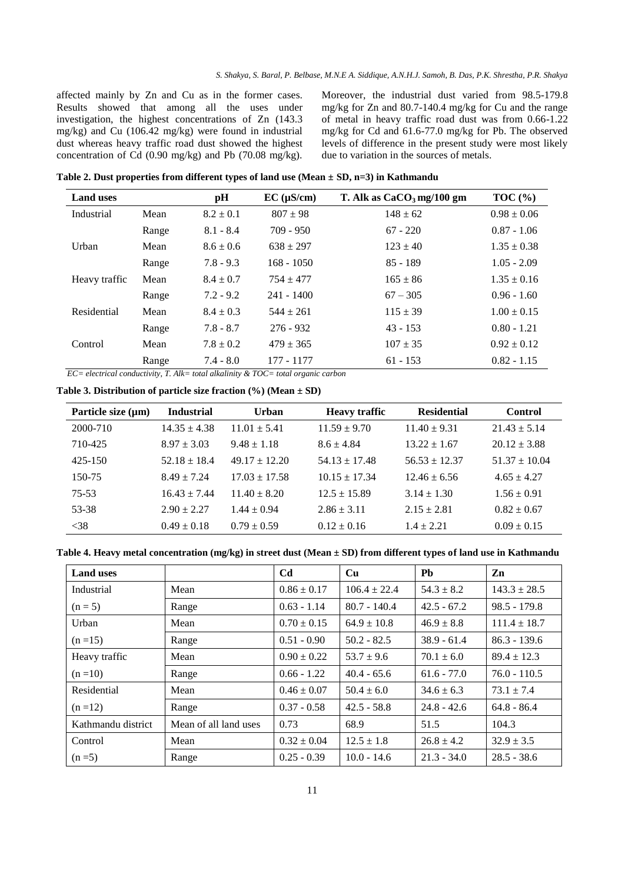affected mainly by Zn and Cu as in the former cases. Results showed that among all the uses under investigation, the highest concentrations of Zn (143.3 mg/kg) and Cu (106.42 mg/kg) were found in industrial dust whereas heavy traffic road dust showed the highest concentration of Cd (0.90 mg/kg) and Pb (70.08 mg/kg). Moreover, the industrial dust varied from 98.5-179.8 mg/kg for Zn and 80.7-140.4 mg/kg for Cu and the range of metal in heavy traffic road dust was from 0.66-1.22 mg/kg for Cd and 61.6-77.0 mg/kg for Pb. The observed levels of difference in the present study were most likely due to variation in the sources of metals.

**Table 2. Dust properties from different types of land use (Mean ± SD, n=3) in Kathmandu**

| Land uses | | pH | EC (μS/cm) | T. Alk as $CaCO_3$ mg/100 gm | TOC (%) |
|---|---|---|---|---|---|
| Industrial | Mean | 8.2 ± 0.1 | 807 ± 98 | 148 ± 62 | 0.98 ± 0.06 |
| | Range | 8.1 - 8.4 | 709 - 950 | 67 - 220 | 0.87 - 1.06 |
| Urban | Mean | 8.6 ± 0.6 | 638 ± 297 | 123 ± 40 | 1.35 ± 0.38 |
| | Range | 7.8 - 9.3 | 168 - 1050 | 85 - 189 | 1.05 - 2.09 |
| Heavy traffic | Mean | 8.4 ± 0.7 | 754 ± 477 | 165 ± 86 | 1.35 ± 0.16 |
| | Range | 7.2 - 9.2 | 241 - 1400 | 67 – 305 | 0.96 - 1.60 |
| Residential | Mean | 8.4 ± 0.3 | 544 ± 261 | 115 ± 39 | 1.00 ± 0.15 |
| | Range | 7.8 - 8.7 | 276 - 932 | 43 - 153 | 0.80 - 1.21 |
| Control | Mean | 7.8 ± 0.2 | 479 ± 365 | 107 ± 35 | 0.92 ± 0.12 |
| | Range | 7.4 - 8.0 | 177 - 1177 | 61 - 153 | 0.82 - 1.15 |

*EC= electrical conductivity, T. Alk= total alkalinity & TOC= total organic carbon*

**Table 3. Distribution of particle size fraction (%) (Mean ± SD)**

| Particle size (μm) | Industrial | Urban | Heavy traffic | Residential | Control |
|---|---|---|---|---|---|
| 2000-710 | 14.35 ± 4.38 | 11.01 ± 5.41 | 11.59 ± 9.70 | 11.40 ± 9.31 | 21.43 ± 5.14 |
| 710-425 | 8.97 ± 3.03 | 9.48 ± 1.18 | 8.6 ± 4.84 | 13.22 ± 1.67 | 20.12 ± 3.88 |
| 425-150 | 52.18 ± 18.4 | 49.17 ± 12.20 | 54.13 ± 17.48 | 56.53 ± 12.37 | 51.37 ± 10.04 |
| 150-75 | 8.49 ± 7.24 | 17.03 ± 17.58 | 10.15 ± 17.34 | 12.46 ± 6.56 | 4.65 ± 4.27 |
| 75-53 | 16.43 ± 7.44 | 11.40 ± 8.20 | 12.5 ± 15.89 | 3.14 ± 1.30 | 1.56 ± 0.91 |
| 53-38 | 2.90 ± 2.27 | 1.44 ± 0.94 | 2.86 ± 3.11 | 2.15 ± 2.81 | 0.82 ± 0.67 |
| <38 | 0.49 ± 0.18 | 0.79 ± 0.59 | 0.12 ± 0.16 | 1.4 ± 2.21 | 0.09 ± 0.15 |

**Table 4. Heavy metal concentration (mg/kg) in street dust (Mean ± SD) from different types of land use in Kathmandu**

| Land uses | | Cd | Cu | Pb | Zn |
|---|---|---|---|---|---|
| Industrial | Mean | 0.86 ± 0.17 | 106.4 ± 22.4 | 54.3 ± 8.2 | 143.3 ± 28.5 |
| (n = 5) | Range | 0.63 - 1.14 | 80.7 - 140.4 | 42.5 - 67.2 | 98.5 - 179.8 |
| Urban | Mean | 0.70 ± 0.15 | 64.9 ± 10.8 | 46.9 ± 8.8 | 111.4 ± 18.7 |
| (n =15) | Range | 0.51 - 0.90 | 50.2 - 82.5 | 38.9 - 61.4 | 86.3 - 139.6 |
| Heavy traffic | Mean | 0.90 ± 0.22 | 53.7 ± 9.6 | 70.1 ± 6.0 | 89.4 ± 12.3 |
| (n =10) | Range | 0.66 - 1.22 | 40.4 - 65.6 | 61.6 - 77.0 | 76.0 - 110.5 |
| Residential | Mean | 0.46 ± 0.07 | 50.4 ± 6.0 | 34.6 ± 6.3 | 73.1 ± 7.4 |
| (n =12) | Range | 0.37 - 0.58 | 42.5 - 58.8 | 24.8 - 42.6 | 64.8 - 86.4 |
| Kathmandu district | Mean of all land uses | 0.73 | 68.9 | 51.5 | 104.3 |
| Control | Mean | 0.32 ± 0.04 | 12.5 ± 1.8 | 26.8 ± 4.2 | 32.9 ± 3.5 |
| (n =5) | Range | 0.25 - 0.39 | 10.0 - 14.6 | 21.3 - 34.0 | 28.5 - 38.6 |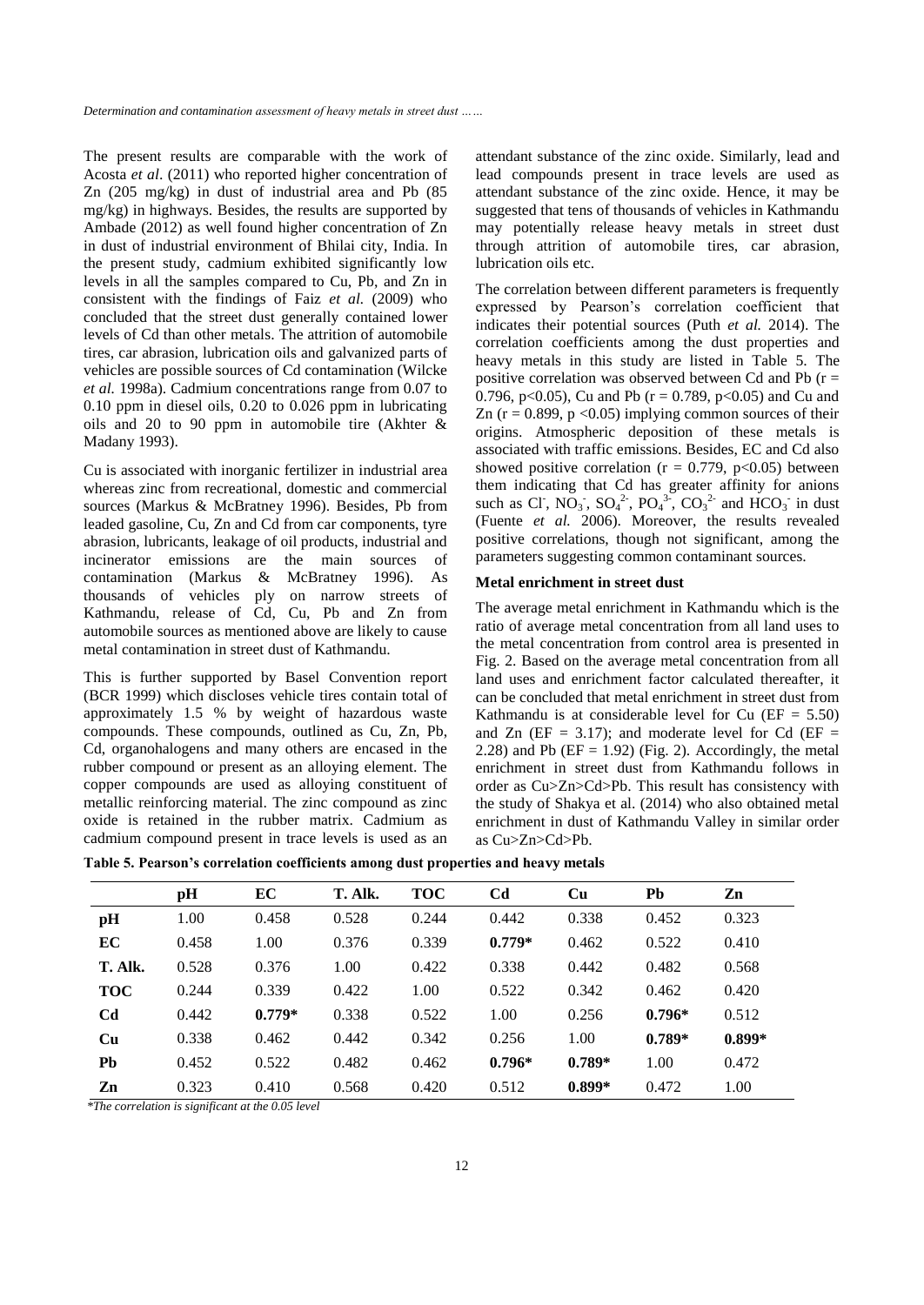The present results are comparable with the work of Acosta *et al*. (2011) who reported higher concentration of Zn (205 mg/kg) in dust of industrial area and Pb (85 mg/kg) in highways. Besides, the results are supported by Ambade (2012) as well found higher concentration of Zn in dust of industrial environment of Bhilai city, India. In the present study, cadmium exhibited significantly low levels in all the samples compared to Cu, Pb, and Zn in consistent with the findings of Faiz *et al.* (2009) who concluded that the street dust generally contained lower levels of Cd than other metals. The attrition of automobile tires, car abrasion, lubrication oils and galvanized parts of vehicles are possible sources of Cd contamination (Wilcke *et al.* 1998a). Cadmium concentrations range from 0.07 to 0.10 ppm in diesel oils, 0.20 to 0.026 ppm in lubricating oils and 20 to 90 ppm in automobile tire (Akhter & Madany 1993).

Cu is associated with inorganic fertilizer in industrial area whereas zinc from recreational, domestic and commercial sources (Markus & McBratney 1996). Besides, Pb from leaded gasoline, Cu, Zn and Cd from car components, tyre abrasion, lubricants, leakage of oil products, industrial and incinerator emissions are the main sources of contamination (Markus & McBratney 1996). As thousands of vehicles ply on narrow streets of Kathmandu, release of Cd, Cu, Pb and Zn from automobile sources as mentioned above are likely to cause metal contamination in street dust of Kathmandu.

This is further supported by Basel Convention report (BCR 1999) which discloses vehicle tires contain total of approximately 1.5 % by weight of hazardous waste compounds. These compounds, outlined as Cu, Zn, Pb, Cd, organohalogens and many others are encased in the rubber compound or present as an alloying element. The copper compounds are used as alloying constituent of metallic reinforcing material. The zinc compound as zinc oxide is retained in the rubber matrix. Cadmium as cadmium compound present in trace levels is used as an attendant substance of the zinc oxide. Similarly, lead and lead compounds present in trace levels are used as attendant substance of the zinc oxide. Hence, it may be suggested that tens of thousands of vehicles in Kathmandu may potentially release heavy metals in street dust through attrition of automobile tires, car abrasion, lubrication oils etc.

The correlation between different parameters is frequently expressed by Pearson's correlation coefficient that indicates their potential sources (Puth *et al.* 2014). The correlation coefficients among the dust properties and heavy metals in this study are listed in Table 5. The positive correlation was observed between Cd and Pb ($r = 0.796$, $p<0.05$), Cu and Pb ($r = 0.789$, $p<0.05$) and Cu and Zn ($r = 0.899$, $p <0.05$) implying common sources of their origins. Atmospheric deposition of these metals is associated with traffic emissions. Besides, EC and Cd also showed positive correlation ($r = 0.779$, $p<0.05$) between them indicating that Cd has greater affinity for anions such as $Cl^-$, $NO_3^-$, $SO_4^{2-}$, $PO_4^{3-}$, $CO_3^{2-}$ and $HCO_3^-$ in dust (Fuente *et al.* 2006). Moreover, the results revealed positive correlations, though not significant, among the parameters suggesting common contaminant sources.

### Metal enrichment in street dust

The average metal enrichment in Kathmandu which is the ratio of average metal concentration from all land uses to the metal concentration from control area is presented in Fig. 2. Based on the average metal concentration from all land uses and enrichment factor calculated thereafter, it can be concluded that metal enrichment in street dust from Kathmandu is at considerable level for Cu (EF = 5.50) and Zn (EF = 3.17); and moderate level for Cd (EF = 2.28) and Pb (EF = 1.92) (Fig. 2). Accordingly, the metal enrichment in street dust from Kathmandu follows in order as Cu>Zn>Cd>Pb. This result has consistency with the study of Shakya et al. (2014) who also obtained metal enrichment in dust of Kathmandu Valley in similar order as Cu>Zn>Cd>Pb.

**Table 5. Pearson's correlation coefficients among dust properties and heavy metals**

| | pH | EC | T. Alk. | TOC | Cd | Cu | Pb | Zn |
|---|---|---|---|---|---|---|---|---|
| **pH** | 1.00 | 0.458 | 0.528 | 0.244 | 0.442 | 0.338 | 0.452 | 0.323 |
| **EC** | 0.458 | 1.00 | 0.376 | 0.339 | **0.779*** | 0.462 | 0.522 | 0.410 |
| **T. Alk.** | 0.528 | 0.376 | 1.00 | 0.422 | 0.338 | 0.442 | 0.482 | 0.568 |
| **TOC** | 0.244 | 0.339 | 0.422 | 1.00 | 0.522 | 0.342 | 0.462 | 0.420 |
| **Cd** | 0.442 | **0.779*** | 0.338 | 0.522 | 1.00 | 0.256 | **0.796*** | 0.512 |
| **Cu** | 0.338 | 0.462 | 0.442 | 0.342 | 0.256 | 1.00 | **0.789*** | **0.899*** |
| **Pb** | 0.452 | 0.522 | 0.482 | 0.462 | **0.796*** | **0.789*** | 1.00 | 0.472 |
| **Zn** | 0.323 | 0.410 | 0.568 | 0.420 | 0.512 | **0.899*** | 0.472 | 1.00 |

*\*The correlation is significant at the 0.05 level*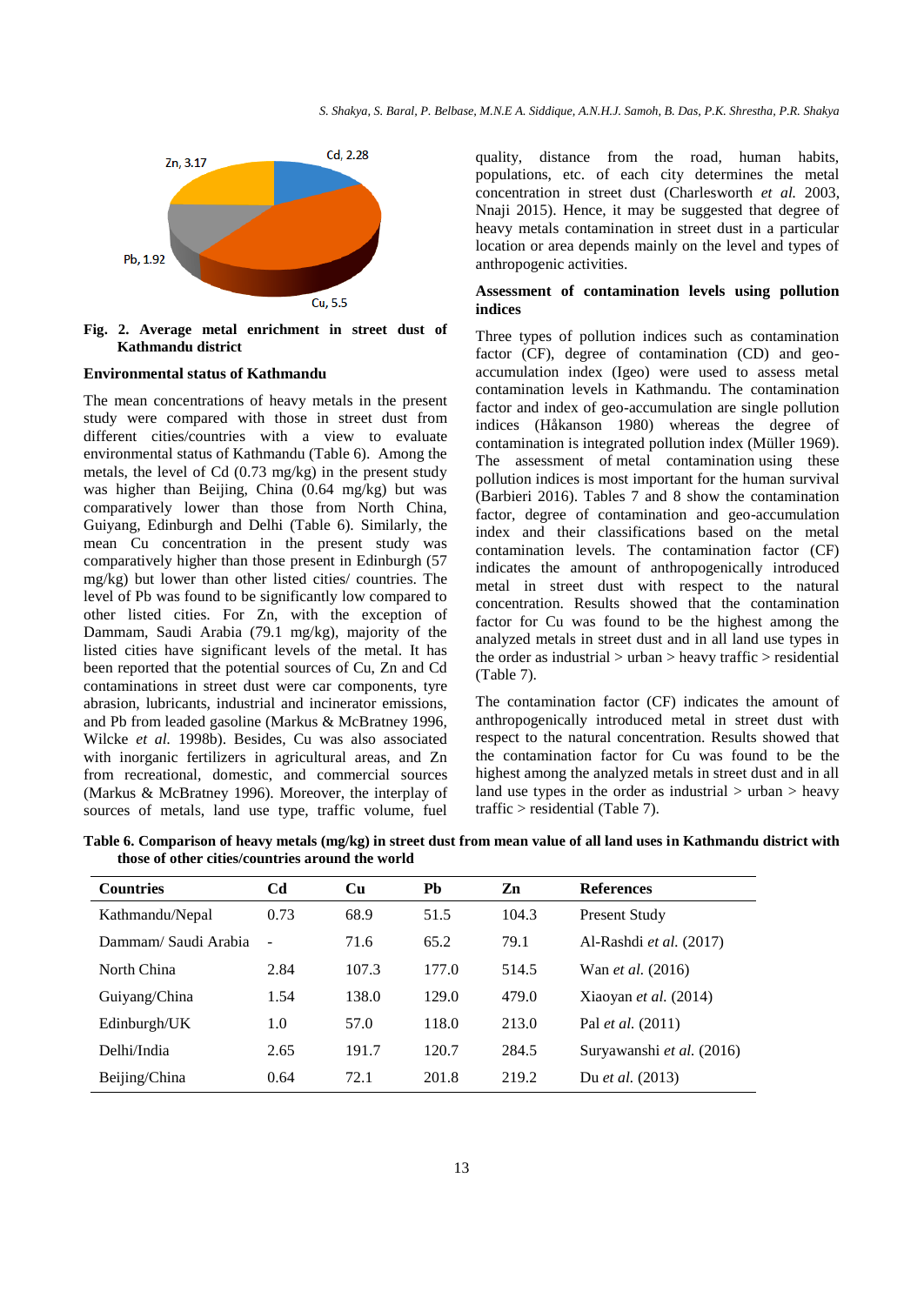Zn, 3.17

Cd, 2.28

Pb, 1.92

Cu, 5.5

**Fig. 2. Average metal enrichment in street dust of Kathmandu district**

### Environmental status of Kathmandu

The mean concentrations of heavy metals in the present study were compared with those in street dust from different cities/countries with a view to evaluate environmental status of Kathmandu (Table 6). Among the metals, the level of Cd (0.73 mg/kg) in the present study was higher than Beijing, China (0.64 mg/kg) but was comparatively lower than those from North China, Guiyang, Edinburgh and Delhi (Table 6). Similarly, the mean Cu concentration in the present study was comparatively higher than those present in Edinburgh (57 mg/kg) but lower than other listed cities/ countries. The level of Pb was found to be significantly low compared to other listed cities. For Zn, with the exception of Dammam, Saudi Arabia (79.1 mg/kg), majority of the listed cities have significant levels of the metal. It has been reported that the potential sources of Cu, Zn and Cd contaminations in street dust were car components, tyre abrasion, lubricants, industrial and incinerator emissions, and Pb from leaded gasoline (Markus & McBratney 1996, Wilcke *et al.* 1998b). Besides, Cu was also associated with inorganic fertilizers in agricultural areas, and Zn from recreational, domestic, and commercial sources (Markus & McBratney 1996). Moreover, the interplay of sources of metals, land use type, traffic volume, fuel quality, distance from the road, human habits, populations, etc. of each city determines the metal concentration in street dust (Charlesworth *et al.* 2003, Nnaji 2015). Hence, it may be suggested that degree of heavy metals contamination in street dust in a particular location or area depends mainly on the level and types of anthropogenic activities.

### Assessment of contamination levels using pollution indices

Three types of pollution indices such as contamination factor (CF), degree of contamination (CD) and geo-accumulation index (Igeo) were used to assess metal contamination levels in Kathmandu. The contamination factor and index of geo-accumulation are single pollution indices (Håkanson 1980) whereas the degree of contamination is integrated pollution index (Müller 1969). The assessment of metal contamination using these pollution indices is most important for the human survival (Barbieri 2016). Tables 7 and 8 show the contamination factor, degree of contamination and geo-accumulation index and their classifications based on the metal contamination levels. The contamination factor (CF) indicates the amount of anthropogenically introduced metal in street dust with respecpect to the natural concentration. Results showed that the contamination factor for Cu was found to be the highest among the analyzed metals in street dust and in all land use types in the order as industrial > urban > heavy traffic > residential (Table 7).

The contamination factor (CF) indicates the amount of anthropogenically introduced metal in street dust with respect to the natural concentration. Results showed that the contamination factor for Cu was found to be the highest among the analyzed metals in street dust and in all land use types in the order as industrial > urban > heavy traffic > residential (Table 7).

**Table 6. Comparison of heavy metals (mg/kg) in street dust from mean value of all land uses in Kathmandu district with those of other cities/countries around the world**

| Countries | Cd | Cu | Pb | Zn | References |
|---|---|---|---|---|---|
| Kathmandu/Nepal | 0.73 | 68.9 | 51.5 | 104.3 | Present Study |
| Dammam/ Saudi Arabia | - | 71.6 | 65.2 | 79.1 | Al-Rashdi *et al.* (2017) |
| North China | 2.84 | 107.3 | 177.0 | 514.5 | Wan *et al.* (2016) |
| Guiyang/China | 1.54 | 138.0 | 129.0 | 479.0 | Xiaoyan *et al.* (2014) |
| Edinburgh/UK | 1.0 | 57.0 | 118.0 | 213.0 | Pal *et al.* (2011) |
| Delhi/India | 2.65 | 191.7 | 120.7 | 284.5 | Suryawanshi *et al.* (2016) |
| Beijing/China | 0.64 | 72.1 | 201.8 | 219.2 | Du *et al.* (2013) |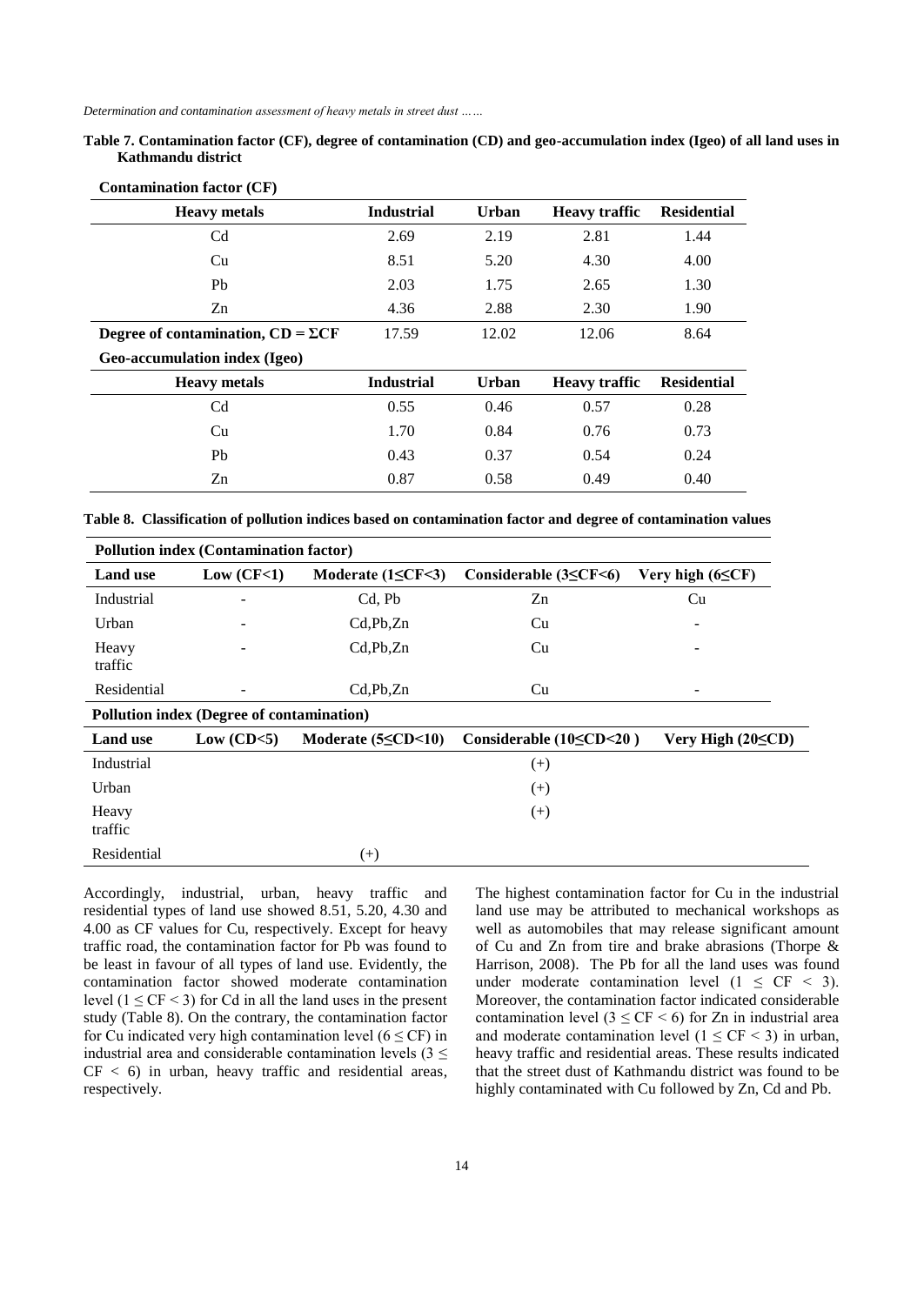**Table 7. Contamination factor (CF), degree of contamination (CD) and geo-accumulation index (Igeo) of all land uses in Kathmandu district**

**Contamination factor (CF)**

| Heavy metals | Industrial | Urban | Heavy traffic | Residential |
|---|---|---|---|---|
| Cd | 2.69 | 2.19 | 2.81 | 1.44 |
| Cu | 8.51 | 5.20 | 4.30 | 4.00 |
| Pb | 2.03 | 1.75 | 2.65 | 1.30 |
| Zn | 4.36 | 2.88 | 2.30 | 1.90 |
| **Degree of contamination, CD = ΣCF** | 17.59 | 12.02 | 12.06 | 8.64 |

**Geo-accumulation index (Igeo)**

| Heavy metals | Industrial | Urban | Heavy traffic | Residential |
|---|---|---|---|---|
| Cd | 0.55 | 0.46 | 0.57 | 0.28 |
| Cu | 1.70 | 0.84 | 0.76 | 0.73 |
| Pb | 0.43 | 0.37 | 0.54 | 0.24 |
| Zn | 0.87 | 0.58 | 0.49 | 0.40 |

**Table 8. Classification of pollution indices based on contamination factor and degree of contamination values**

**Pollution index (Contamination factor)**

| Land use | Low (CF<1) | Moderate (1≤CF<3) | Considerable (3≤CF<6) | Very high (6≤CF) |
|---|---|---|---|---|
| Industrial | - | Cd, Pb | Zn | Cu |
| Urban | - | Cd,Pb,Zn | Cu | - |
| Heavy traffic | - | Cd,Pb,Zn | Cu | - |
| Residential | - | Cd,Pb,Zn | Cu | - |

**Pollution index (Degree of contamination)**

| Land use | Low (CD<5) | Moderate (5≤CD<10) | Considerable (10≤CD<20 ) | Very High (20≤CD) |
|---|---|---|---|---|
| Industrial | | | (+) | |
| Urban | | | (+) | |
| Heavy traffic | | | (+) | |
| Residential | | (+) | | |

Accordingly, industrial, urban, heavy traffic and residential types of land use showed 8.51, 5.20, 4.30 and 4.00 as CF values for Cu, respectively. Except for heavy traffic road, the contamination factor for Pb was found to be least in favour of all types of land use. Evidently, the contamination factor showed moderate contamination level ($1 \leq CF < 3$) for Cd in all the land uses in the present study (Table 8). On the contrary, the contamination factor for Cu indicated very high contamination level ($6 \leq CF$) in industrial area and considerable contamination levels ($3 \leq CF < 6$) in urban, heavy traffic and residential areas, respectively.

The highest contamination factor for Cu in the industrial land use may be attributed to mechanical workshops as well as automobiles that may release significant amount of Cu and Zn from tire and brake abrasions (Thorpe & Harrison, 2008). The Pb for all the land uses was found under moderate contamination level ($1 \leq CF < 3$). Moreover, the contamination factor indicated considerable contamination level ($3 \leq CF < 6$) for Zn in industrial area and moderate contamination level ($1 \leq CF < 3$) in urban, heavy traffic and residential areas. These results indicated that the street dust of Kathmandu district was found to be highly contaminated with Cu followed by Zn, Cd and Pb.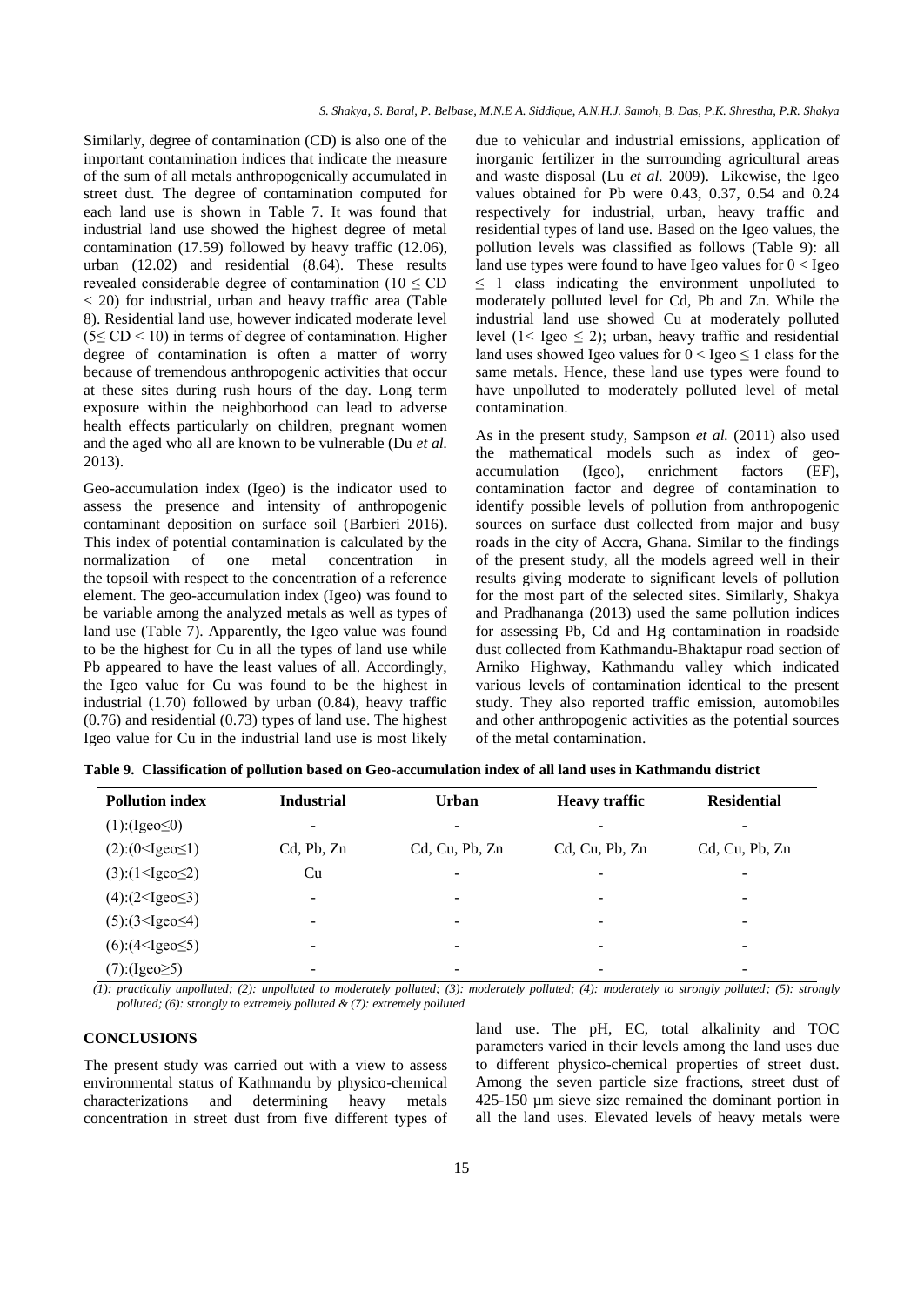Similarly, degree of contamination (CD) is also one of the important contamination indices that indicate the measure of the sum of all metals anthropogenically accumulated in street dust. The degree of contamination computed for each land use is shown in Table 7. It was found that industrial land use showed the highest degree of metal contamination (17.59) followed by heavy traffic (12.06), urban (12.02) and residential (8.64). These results revealed considerable degree of contamination ($10 \leq$ CD $< 20$) for industrial, urban and heavy traffic area (Table 8). Residential land use, however indicated moderate level ($5 \leq$ CD $< 10$) in terms of degree of contamination. Higher degree of contamination is often a matter of worry because of tremendous anthropogenic activities that occur at these sites during rush hours of the day. Long term exposure within the neighborhood can lead to adverse health effects particularly on children, pregnant women and the aged who all are known to be vulnerable (Du *et al.* 2013).

Geo-accumulation index (Igeo) is the indicator used to assess the presence and intensity of anthropogenic contaminant deposition on surface soil (Barbieri 2016). This index of potential contamination is calculated by the normalization of one metal concentration in the topsoil with respect to the concentration of a reference element. The geo-accumulation index (Igeo) was found to be variable among the analyzed metals as well as types of land use (Table 7). Apparently, the Igeo value was found to be the highest for Cu in all the types of land use while Pb appeared to have the least values of all. Accordingly, the Igeo value for Cu was found to be the highest in industrial (1.70) followed by urban (0.84), heavy traffic (0.76) and residential (0.73) types of land use. The highest Igeo value for Cu in the industrial land use is most likely due to vehicular and industrial emissions, application of inorganic fertilizer in the surrounding agricultural areas and waste disposal (Lu *et al.* 2009). Likewise, the Igeo values obtained for Pb were 0.43, 0.37, 0.54 and 0.24 respectively for industrial, urban, heavy traffic and residential types of land use. Based on the Igeo values, the pollution levels was classified as follows (Table 9): all land use types were found to have Igeo values for $0 <$ Igeo $\leq 1$ class indicating the environment unpolluted to moderately polluted level for Cd, Pb and Zn. While the industrial land use showed Cu at moderately polluted level ($1 <$ Igeo $\leq 2$); urban, heavy traffic and residential land uses showed Igeo values for $0 <$ Igeo $\leq 1$ class for the same metals. Hence, these land use types were found to have unpolluted to moderately polluted level of metal contamination.

As in the present study, Sampson *et al.* (2011) also used the mathematical models such as index of geo-accumulation (Igeo), enrichment factors (EF), contamination factor and degree of contamination to identify possible levels of pollution from anthropogenic sources on surface dust collected from major and busy roads in the city of Accra, Ghana. Similar to the findings of the present study, all the models agreed well in their results giving moderate to significant levels of pollution for the most part of the selected sites. Similarly, Shakya and Pradhananga (2013) used the same pollution indices for assessing Pb, Cd and Hg contamination in roadside dust collected from Kathmandu-Bhaktapur road section of Arniko Highway, Kathmandu valley which indicated various levels of contamination identical to the present study. They also reported traffic emission, automobiles and other anthropogenic activities as the potential sources of the metal contamination.

**Table 9. Classification of pollution based on Geo-accumulation index of all land uses in Kathmandu district**

| Pollution index | Industrial | Urban | Heavy traffic | Residential |
|---|---|---|---|---|
| (1):(Igeo≤0) | - | - | - | - |
| (2):(0<Igeo≤1) | Cd, Pb, Zn | Cd, Cu, Pb, Zn | Cd, Cu, Pb, Zn | Cd, Cu, Pb, Zn |
| (3):(1<Igeo≤2) | Cu | - | - | - |
| (4):(2<Igeo≤3) | - | - | - | - |
| (5):(3<Igeo≤4) | - | - | - | - |
| (6):(4<Igeo≤5) | - | - | - | - |
| (7):(Igeo≥5) | - | - | - | - |

*(1): practically unpolluted; (2): unpolluted to moderately polluted; (3): moderately polluted; (4): moderately to strongly polluted; (5): strongly polluted; (6): strongly to extremely polluted & (7): extremely polluted*

## CONCLUSIONS

The present study was carried out with a view to assess environmental status of Kathmandu by physico-chemical characterizations and determining heavy metals concentration in street dust from five different types of land use. The pH, EC, total alkalinity and TOC parameters varied in their levels among the land uses due to different physico-chemical properties of street dust. Among the seven particle size fractions, street dust of 425-150 µm sieve size remained the dominant portion in all the land uses. Elevated levels of heavy metals were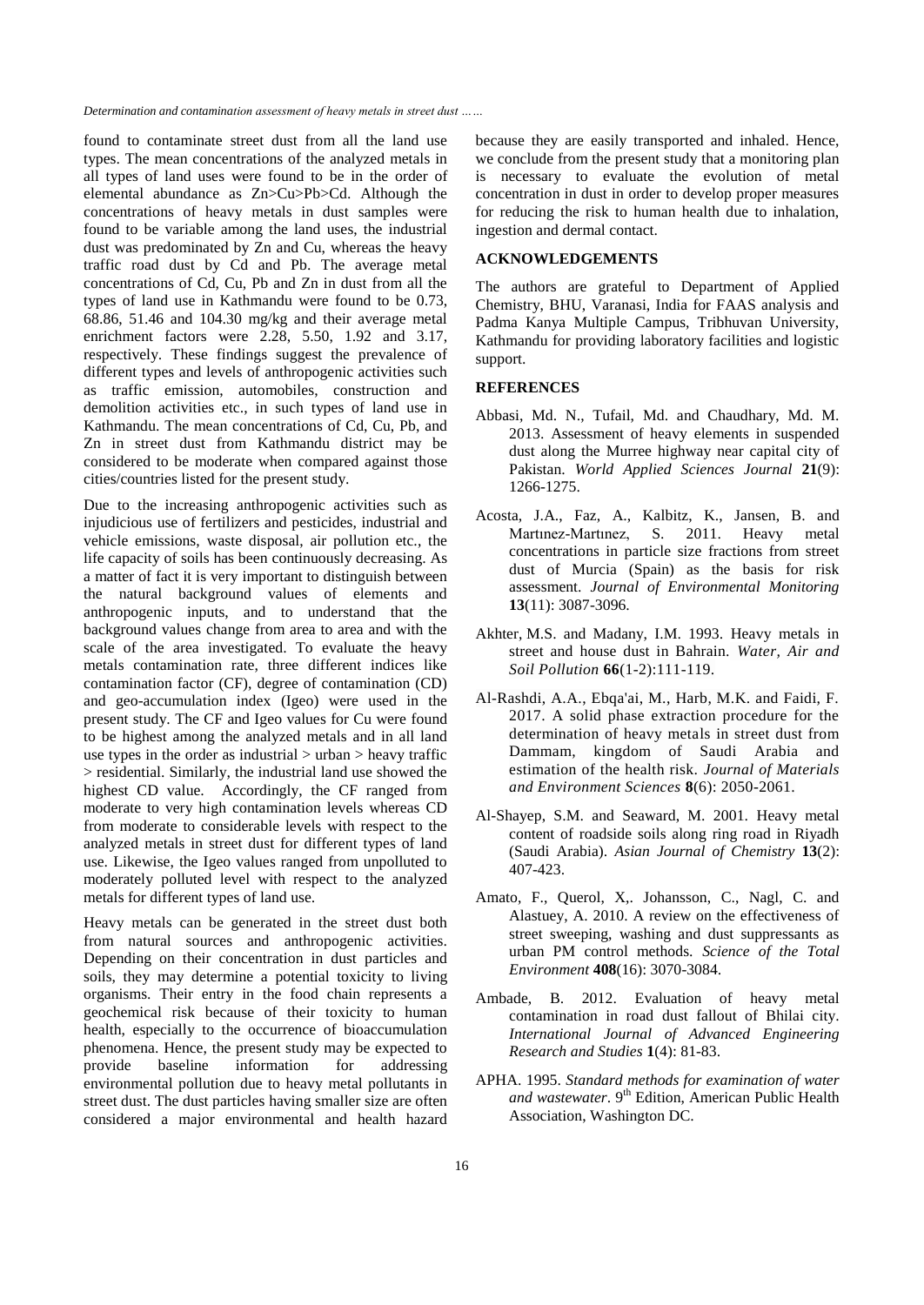found to contaminate street dust from all the land use types. The mean concentrations of the analyzed metals in all types of land uses were found to be in the order of elemental abundance as Zn>Cu>Pb>Cd. Although the concentrations of heavy metals in dust samples were found to be variable among the land uses, the industrial dust was predominated by Zn and Cu, whereas the heavy traffic road dust by Cd and Pb. The average metal concentrations of Cd, Cu, Pb and Zn in dust from all the types of land use in Kathmandu were found to be 0.73, 68.86, 51.46 and 104.30 mg/kg and their average metal enrichment factors were 2.28, 5.50, 1.92 and 3.17, respectively. These findings suggest the prevalence of different types and levels of anthropogenic activities such as traffic emission, automobiles, construction and demolition activities etc., in such types of land use in Kathmandu. The mean concentrations of Cd, Cu, Pb, and Zn in street dust from Kathmandu district may be considered to be moderate when compared against those cities/countries listed for the present study.

Due to the increasing anthropogenic activities such as injudicious use of fertilizers and pesticides, industrial and vehicle emissions, waste disposal, air pollution etc., the life capacity of soils has been continuously decreasing. As a matter of fact it is very important to distinguish between the natural background values of elements and anthropogenic inputs, and to understand that the background values change from area to area and with the scale of the area investigated. To evaluate the heavy metals contamination rate, three different indices like contamination factor (CF), degree of contamination (CD) and geo-accumulation index (Igeo) were used in the present study. The CF and Igeo values for Cu were found to be highest among the analyzed metals and in all land use types in the order as industrial > urban > heavy traffic > residential. Similarly, the industrial land use showed the highest CD value. Accordingly, the CF ranged from moderate to very high contamination levels whereas CD from moderate to considerable levels with respect to the analyzed metals in street dust for different types of land use. Likewise, the Igeo values ranged from unpolluted to moderately polluted level with respect to the analyzed metals for different types of land use.

Heavy metals can be generated in the street dust both from natural sources and anthropogenic activities. Depending on their concentration in dust particles and soils, they may determine a potential toxicity to living organisms. Their entry in the food chain represents a geochemical risk because of their toxicity to human health, especially to the occurrence of bioaccumulation phenomena. Hence, the present study may be expected to provide baseline information for addressing environmental pollution due to heavy metal pollutants in street dust. The dust particles having smaller size are often considered a major environmental and health hazard because they are easily transported and inhaled. Hence, we conclude from the present study that a monitoring plan is necessary to evaluate the evolution of metal concentration in dust in order to develop proper measures for reducing the risk to human health due to inhalation, ingestion and dermal contact.

## ACKNOWLEDGEMENTS

The authors are grateful to Department of Applied Chemistry, BHU, Varanasi, India for FAAS analysis and Padma Kanya Multiple Campus, Tribhuvan University, Kathmandu for providing laboratory facilities and logistic support.

## REFERENCES

Abbasi, Md. N., Tufail, Md. and Chaudhary, Md. M. 2013. Assessment of heavy elements in suspended dust along the Murree highway near capital city of Pakistan. *World Applied Sciences Journal* **21**(9): 1266-1275.

Acosta, J.A., Faz, A., Kalbitz, K., Jansen, B. and Martınez-Martınez, S. 2011. Heavy metal concentrations in particle size fractions from street dust of Murcia (Spain) as the basis for risk assessment. *Journal of Environmental Monitoring* **13**(11): 3087-3096.

Akhter, M.S. and Madany, I.M. 1993. Heavy metals in street and house dust in Bahrain. *Water, Air and Soil Pollution* **66**(1-2):111-119.

Al-Rashdi, A.A., Ebqa'ai, M., Harb, M.K. and Faidi, F. 2017. A solid phase extraction procedure for the determination of heavy metals in street dust from Dammam, kingdom of Saudi Arabia and estimation of the health risk. *Journal of Materials and Environment Sciences* **8**(6): 2050-2061.

Al-Shayep, S.M. and Seaward, M. 2001. Heavy metal content of roadside soils along ring road in Riyadh (Saudi Arabia). *Asian Journal of Chemistry* **13**(2): 407-423.

Amato, F., Querol, X,. Johansson, C., Nagl, C. and Alastuey, A. 2010. A review on the effectiveness of street sweeping, washing and dust suppressants as urban PM control methods. *Science of the Total Environment* **408**(16): 3070-3084.

Ambade, B. 2012. Evaluation of heavy metal contamination in road dust fallout of Bhilai city. *International Journal of Advanced Engineering Research and Studies* **1**(4): 81-83.

APHA. 1995. *Standard methods for examination of water and wastewater*. 9th Edition, American Public Health Association, Washington DC.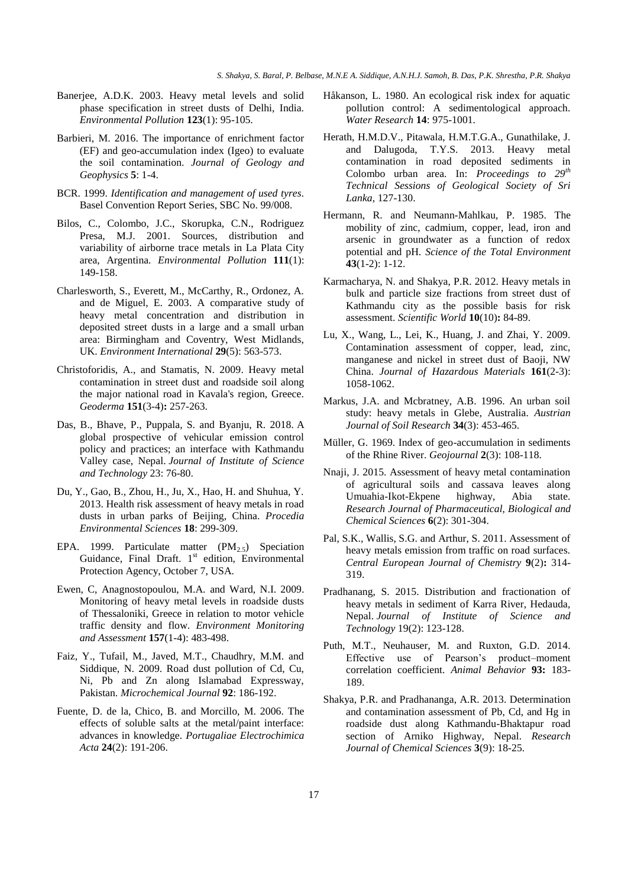Banerjee, A.D.K. 2003. Heavy metal levels and solid phase specification in street dusts of Delhi, India. *Environmental Pollution* **123**(1): 95-105.

Barbieri, M. 2016. The importance of enrichment factor (EF) and geo-accumulation index (Igeo) to evaluate the soil contamination. *Journal of Geology and Geophysics* **5**: 1-4.

BCR. 1999. *Identification and management of used tyres*. Basel Convention Report Series, SBC No. 99/008.

Bilos, C., Colombo, J.C., Skorupka, C.N., Rodriguez Presa, M.J. 2001. Sources, distribution and variability of airborne trace metals in La Plata City area, Argentina. *Environmental Pollution* **111**(1): 149-158.

Charlesworth, S., Everett, M., McCarthy, R., Ordonez, A. and de Miguel, E. 2003. A comparative study of heavy metal concentration and distribution in deposited street dusts in a large and a small urban area: Birmingham and Coventry, West Midlands, UK. *Environment International* **29**(5): 563-573.

Christoforidis, A., and Stamatis, N. 2009. Heavy metal contamination in street dust and roadside soil along the major national road in Kavala's region, Greece. *Geoderma* **151**(3-4)**:** 257-263.

Das, B., Bhave, P., Puppala, S. and Byanju, R. 2018. A global prospective of vehicular emission control policy and practices; an interface with Kathmandu Valley case, Nepal. *Journal of Institute of Science and Technology* 23: 76-80.

Du, Y., Gao, B., Zhou, H., Ju, X., Hao, H. and Shuhua, Y. 2013. Health risk assessment of heavy metals in road dusts in urban parks of Beijing, China. *Procedia Environmental Sciences* **18**: 299-309.

EPA. 1999. Particulate matter ($PM_{2.5}$) Speciation Guidance, Final Draft. 1st edition, Environmental Protection Agency, October 7, USA.

Ewen, C, Anagnostopoulou, M.A. and Ward, N.I. 2009. Monitoring of heavy metal levels in roadside dusts of Thessaloniki, Greece in relation to motor vehicle traffic density and flow. *Environment Monitoring and Assessment* **157**(1-4): 483-498.

Faiz, Y., Tufail, M., Javed, M.T., Chaudhry, M.M. and Siddique, N. 2009. Road dust pollution of Cd, Cu, Ni, Pb and Zn along Islamabad Expressway, Pakistan. *Microchemical Journal* **92**: 186-192.

Fuente, D. de la, Chico, B. and Morcillo, M. 2006. The effects of soluble salts at the metal/paint interface: advances in knowledge. *Portugaliae Electrochimica Acta* **24**(2): 191-206.

Håkanson, L. 1980. An ecological risk index for aquatic pollution control: A sedimentological approach. *Water Research* **14**: 975-1001.

Herath, H.M.D.V., Pitawala, H.M.T.G.A., Gunathilake, J. and Dalugoda, T.Y.S. 2013. Heavy metal contamination in road deposited sediments in Colombo urban area. In: *Proceedings to 29th Technical Sessions of Geological Society of Sri Lanka*, 127-130.

Hermann, R. and Neumann-Mahlkau, P. 1985. The mobility of zinc, cadmium, copper, lead, iron and arsenic in groundwater as a function of redox potential and pH. *Science of the Total Environment* **43**(1-2): 1-12.

Karmacharya, N. and Shakya, P.R. 2012. Heavy metals in bulk and particle size fractions from street dust of Kathmandu city as the possible basis for risk assessment. *Scientific World* **10**(10)**:** 84-89.

Lu, X., Wang, L., Lei, K., Huang, J. and Zhai, Y. 2009. Contamination assessment of copper, lead, zinc, manganese and nickel in street dust of Baoji, NW China. *Journal of Hazardous Materials* **161**(2-3): 1058-1062.

Markus, J.A. and Mcbratney, A.B. 1996. An urban soil study: heavy metals in Glebe, Australia. *Austrian Journal of Soil Research* **34**(3): 453-465.

Müller, G. 1969. Index of geo-accumulation in sediments of the Rhine River. *Geojournal* **2**(3): 108-118.

Nnaji, J. 2015. Assessment of heavy metal contamination of agricultural soils and cassava leaves along Umuahia-Ikot-Ekpene highway, Abia state. *Research Journal of Pharmaceutical, Biological and Chemical Sciences* **6**(2): 301-304.

Pal, S.K., Wallis, S.G. and Arthur, S. 2011. Assessment of heavy metals emission from traffic on road surfaces. *Central European Journal of Chemistry* **9**(2)**:** 314-319.

Pradhanang, S. 2015. Distribution and fractionation of heavy metals in sediment of Karra River, Hedauda, Nepal. *Journal of Institute of Science and Technology* 19(2): 123-128.

Puth, M.T., Neuhauser, M. and Ruxton, G.D. 2014. Effective use of Pearson's product–moment correlation coefficient. *Animal Behavior* **93:** 183-189.

Shakya, P.R. and Pradhananga, A.R. 2013. Determination and contamination assessment of Pb, Cd, and Hg in roadside dust along Kathmandu-Bhaktapur road section of Arniko Highway, Nepal. *Research Journal of Chemical Sciences* **3**(9): 18-25.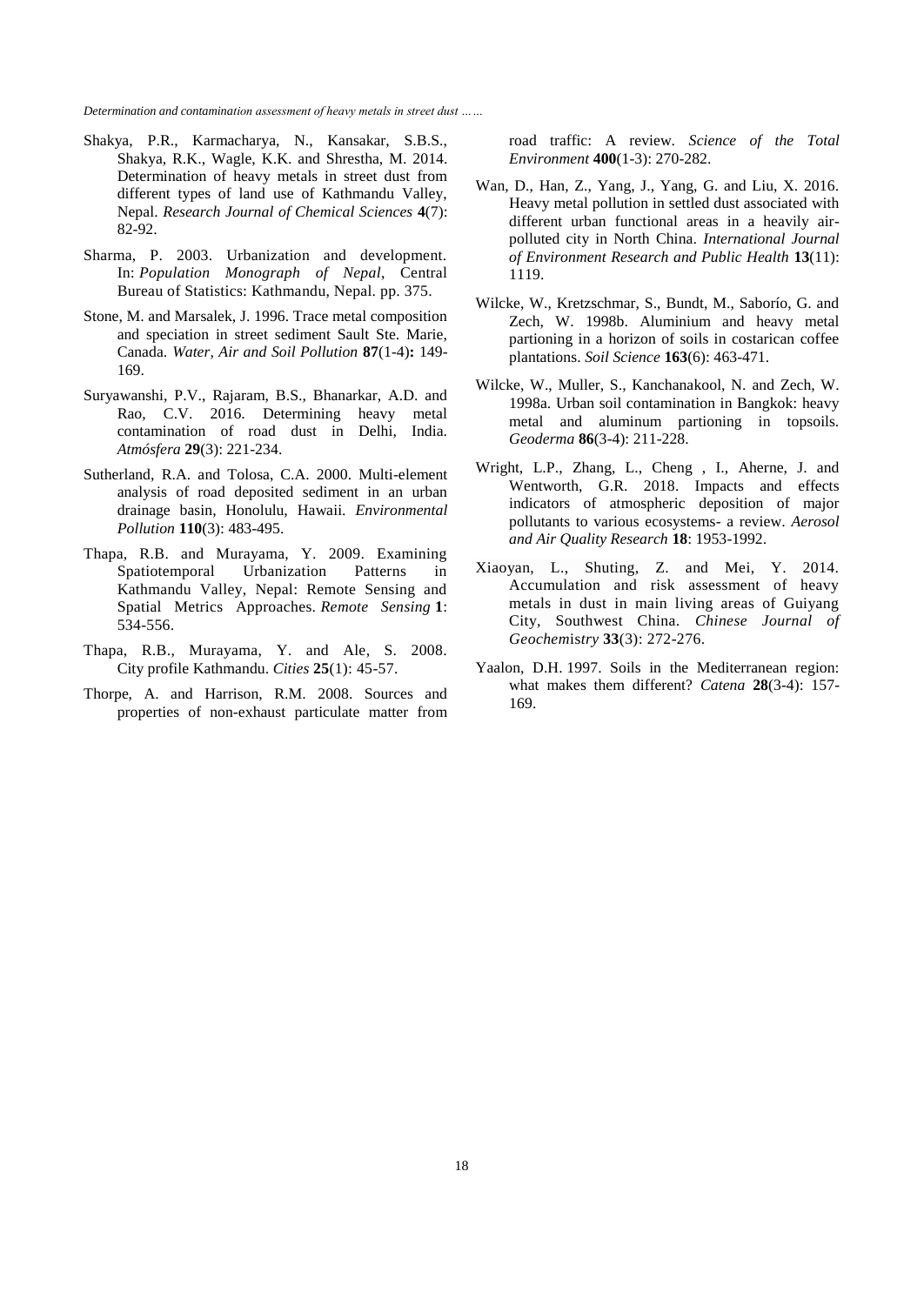Shakya, P.R., Karmacharya, N., Kansakar, S.B.S., Shakya, R.K., Wagle, K.K. and Shrestha, M. 2014. Determination of heavy metals in street dust from different types of land use of Kathmandu Valley, Nepal. *Research Journal of Chemical Sciences* **4**(7): 82-92.

Sharma, P. 2003. Urbanization and development. In: *Population Monograph of Nepal*, Central Bureau of Statistics: Kathmandu, Nepal. pp. 375.

Stone, M. and Marsalek, J. 1996. Trace metal composition and speciation in street sediment Sault Ste. Marie, Canada. *Water, Air and Soil Pollution* **87**(1-4)**:** 149-169.

Suryawanshi, P.V., Rajaram, B.S., Bhanarkar, A.D. and Rao, C.V. 2016. Determining heavy metal contamination of road dust in Delhi, India. *Atmósfera* **29**(3): 221-234.

Sutherland, R.A. and Tolosa, C.A. 2000. Multi-element analysis of road deposited sediment in an urban drainage basin, Honolulu, Hawaii. *Environmental Pollution* **110**(3): 483-495.

Thapa, R.B. and Murayama, Y. 2009. Examining Spatiotemporal Urbanization Patterns in Kathmandu Valley, Nepal: Remote Sensing and Spatial Metrics Approaches. *Remote Sensing* **1**: 534-556.

Thapa, R.B., Murayama, Y. and Ale, S. 2008. City profile Kathmandu. *Cities* **25**(1): 45-57.

Thorpe, A. and Harrison, R.M. 2008. Sources and properties of non-exhaust particulate matter from road traffic: A review. *Science of the Total Environment* **400**(1-3): 270-282.

Wan, D., Han, Z., Yang, J., Yang, G. and Liu, X. 2016. Heavy metal pollution in settled dust associated with different urban functional areas in a heavily air-polluted city in North China. *International Journal of Environment Research and Public Health* **13**(11): 1119.

Wilcke, W., Kretzschmar, S., Bundt, M., Saborío, G. and Zech, W. 1998b. Aluminium and heavy metal partioning in a horizon of soils in costarican coffee plantations. *Soil Science* **163**(6): 463-471.

Wilcke, W., Muller, S., Kanchanakool, N. and Zech, W. 1998a. Urban soil contamination in Bangkok: heavy metal and aluminum partioning in topsoils. *Geoderma* **86**(3-4): 211-228.

Wright, L.P., Zhang, L., Cheng , I., Aherne, J. and Wentworth, G.R. 2018. Impacts and effects indicators of atmospheric deposition of major pollutants to various ecosystems- a review. *Aerosol and Air Quality Research* **18**: 1953-1992.

Xiaoyan, L., Shuting, Z. and Mei, Y. 2014. Accumulation and risk assessment of heavy metals in dust in main living areas of Guiyang City, Southwest China. *Chinese Journal of Geochemistry* **33**(3): 272-276.

Yaalon, D.H. 1997. Soils in the Mediterranean region: what makes them different? *Catena* **28**(3-4): 157-169.